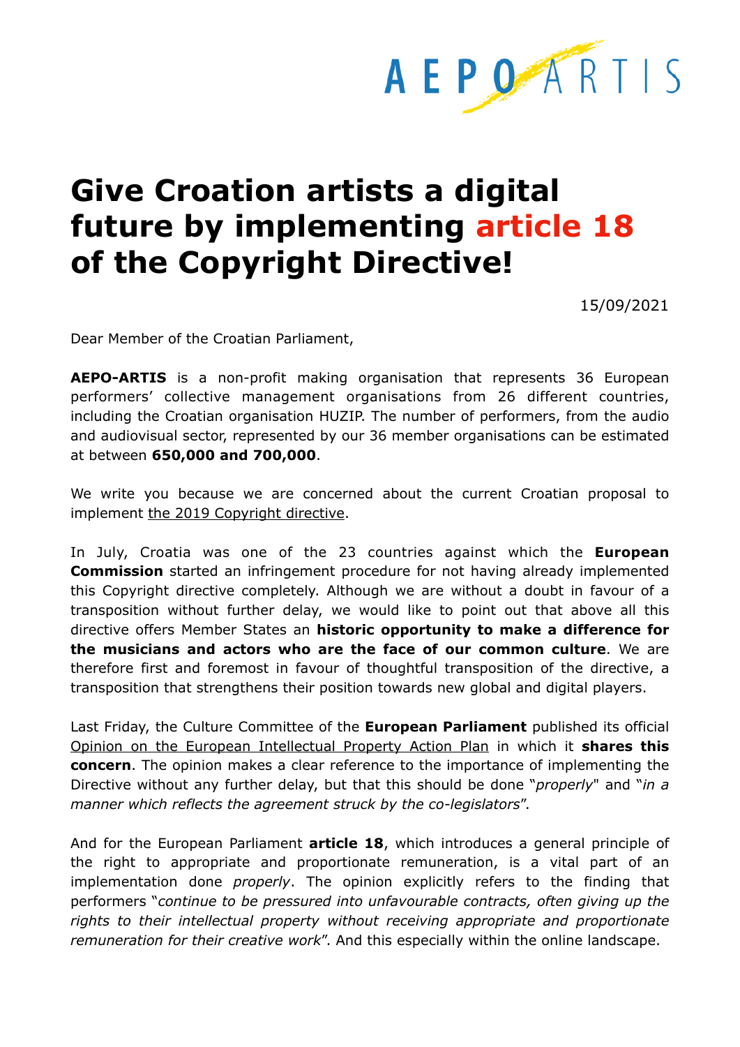# Give Croation artists a digital future by implementing article 18 of the Copyright Directive!

15/09/2021

Dear Member of the Croatian Parliament,

**AEPO-ARTIS** is a non-profit making organisation that represents 36 European performers' collective management organisations from 26 different countries, including the Croatian organisation HUZIP. The number of performers, from the audio and audiovisual sector, represented by our 36 member organisations can be estimated at between **650,000 and 700,000**.

We write you because we are concerned about the current Croatian proposal to implement the 2019 Copyright directive.

In July, Croatia was one of the 23 countries against which the **European Commission** started an infringement procedure for not having already implemented this Copyright directive completely. Although we are without a doubt in favour of a transposition without further delay, we would like to point out that above all this directive offers Member States an **historic opportunity to make a difference for the musicians and actors who are the face of our common culture**. We are therefore first and foremost in favour of thoughtful transposition of the directive, a transposition that strengthens their position towards new global and digital players.

Last Friday, the Culture Committee of the **European Parliament** published its official Opinion on the European Intellectual Property Action Plan in which it **shares this concern**. The opinion makes a clear reference to the importance of implementing the Directive without any further delay, but that this should be done "*properly*" and "*in a manner which reflects the agreement struck by the co-legislators*".

And for the European Parliament **article 18**, which introduces a general principle of the right to appropriate and proportionate remuneration, is a vital part of an implementation done *properly*. The opinion explicitly refers to the finding that performers "*continue to be pressured into unfavourable contracts, often giving up the rights to their intellectual property without receiving appropriate and proportionate remuneration for their creative work*". And this especially within the online landscape.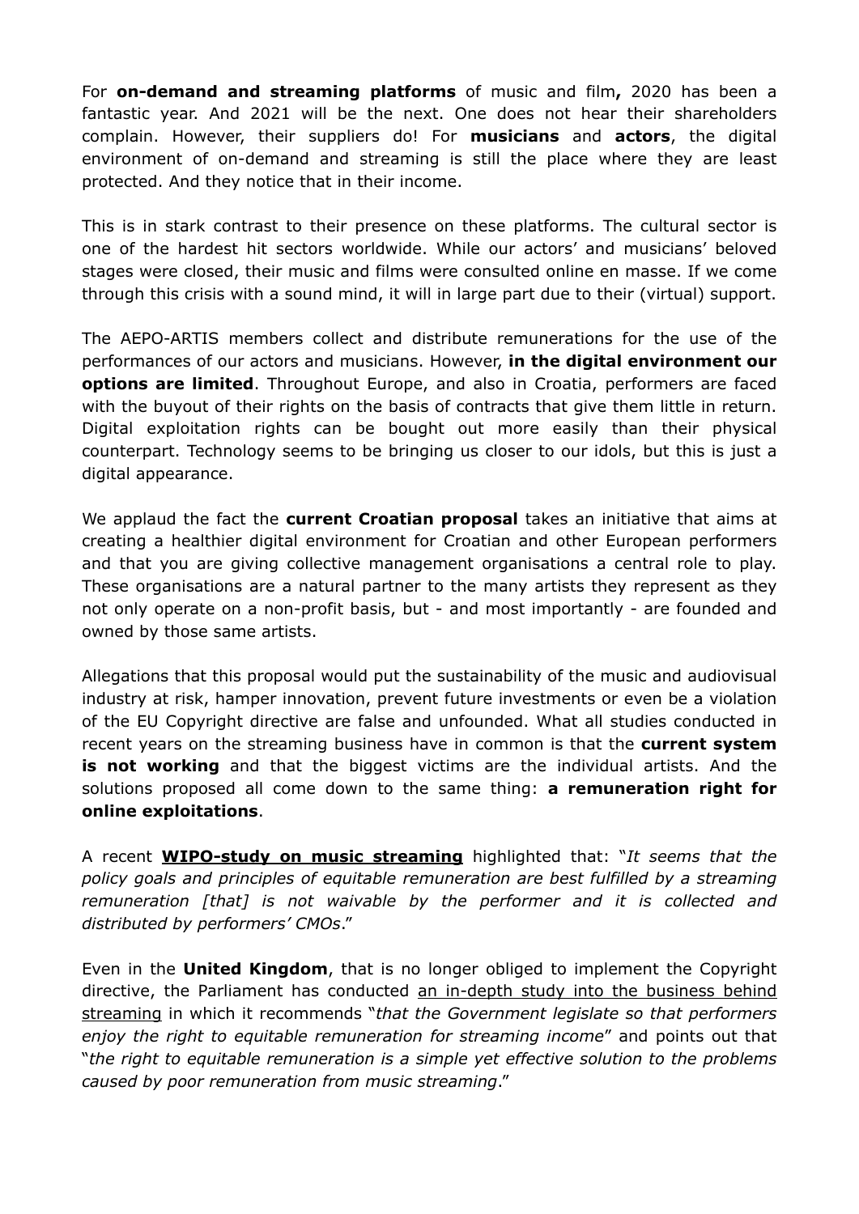For **on-demand and streaming platforms** of music and film**,** 2020 has been a fantastic year. And 2021 will be the next. One does not hear their shareholders complain. However, their suppliers do! For **musicians** and **actors**, the digital environment of on-demand and streaming is still the place where they are least protected. And they notice that in their income.

This is in stark contrast to their presence on these platforms. The cultural sector is one of the hardest hit sectors worldwide. While our actors' and musicians' beloved stages were closed, their music and films were consulted online en masse. If we come through this crisis with a sound mind, it will in large part due to their (virtual) support.

The AEPO-ARTIS members collect and distribute remunerations for the use of the performances of our actors and musicians. However, **in the digital environment our options are limited**. Throughout Europe, and also in Croatia, performers are faced with the buyout of their rights on the basis of contracts that give them little in return. Digital exploitation rights can be bought out more easily than their physical counterpart. Technology seems to be bringing us closer to our idols, but this is just a digital appearance.

We applaud the fact the **current Croatian proposal** takes an initiative that aims at creating a healthier digital environment for Croatian and other European performers and that you are giving collective management organisations a central role to play. These organisations are a natural partner to the many artists they represent as they not only operate on a non-profit basis, but - and most importantly - are founded and owned by those same artists.

Allegations that this proposal would put the sustainability of the music and audiovisual industry at risk, hamper innovation, prevent future investments or even be a violation of the EU Copyright directive are false and unfounded. What all studies conducted in recent years on the streaming business have in common is that the **current system is not working** and that the biggest victims are the individual artists. And the solutions proposed all come down to the same thing: **a remuneration right for online exploitations**.

A recent **WIPO-study on music streaming** highlighted that: "*It seems that the policy goals and principles of equitable remuneration are best fulfilled by a streaming remuneration [that] is not waivable by the performer and it is collected and distributed by performers' CMOs*."

Even in the **United Kingdom**, that is no longer obliged to implement the Copyright directive, the Parliament has conducted an in-depth study into the business behind streaming in which it recommends "*that the Government legislate so that performers enjoy the right to equitable remuneration for streaming income*" and points out that "*the right to equitable remuneration is a simple yet effective solution to the problems caused by poor remuneration from music streaming*."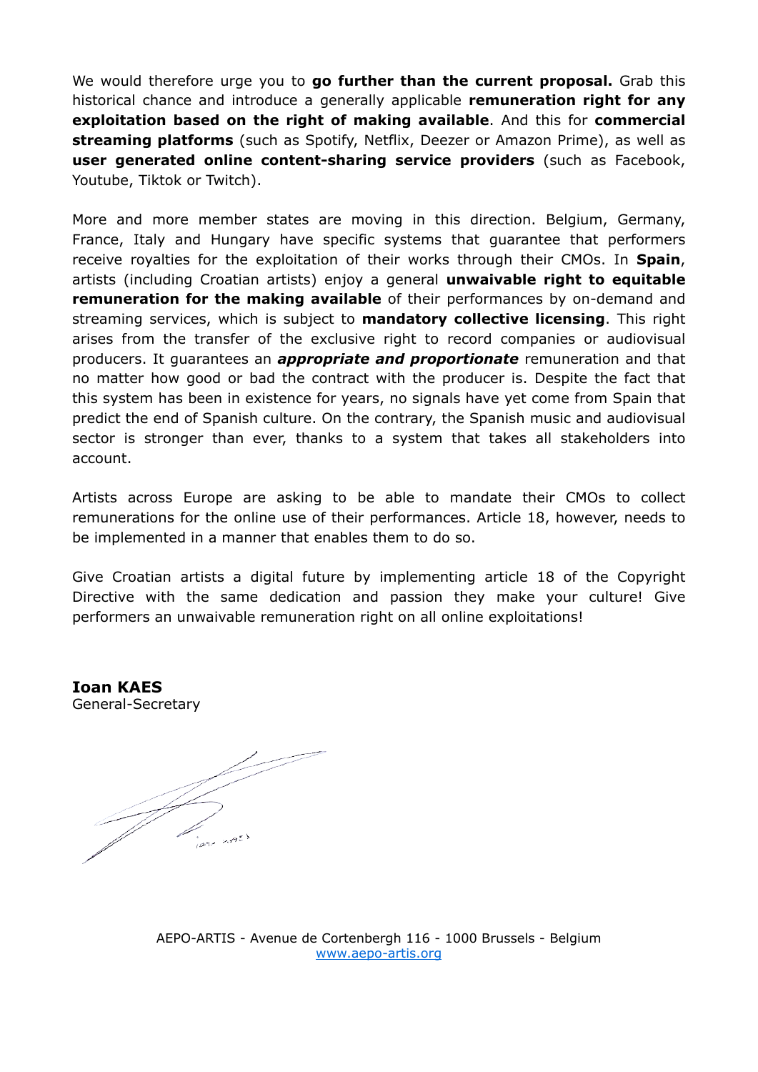We would therefore urge you to **go further than the current proposal.** Grab this historical chance and introduce a generally applicable **remuneration right for any exploitation based on the right of making available**. And this for **commercial streaming platforms** (such as Spotify, Netflix, Deezer or Amazon Prime), as well as **user generated online content-sharing service providers** (such as Facebook, Youtube, Tiktok or Twitch).

More and more member states are moving in this direction. Belgium, Germany, France, Italy and Hungary have specific systems that guarantee that performers receive royalties for the exploitation of their works through their CMOs. In **Spain**, artists (including Croatian artists) enjoy a general **unwaivable right to equitable remuneration for the making available** of their performances by on-demand and streaming services, which is subject to **mandatory collective licensing**. This right arises from the transfer of the exclusive right to record companies or audiovisual producers. It guarantees an ***appropriate and proportionate*** remuneration and that no matter how good or bad the contract with the producer is. Despite the fact that this system has been in existence for years, no signals have yet come from Spain that predict the end of Spanish culture. On the contrary, the Spanish music and audiovisual sector is stronger than ever, thanks to a system that takes all stakeholders into account.

Artists across Europe are asking to be able to mandate their CMOs to collect remunerations for the online use of their performances. Article 18, however, needs to be implemented in a manner that enables them to do so.

Give Croatian artists a digital future by implementing article 18 of the Copyright Directive with the same dedication and passion they make your culture! Give performers an unwaivable remuneration right on all online exploitations!

**Ioan KAES**
General-Secretary

AEPO-ARTIS - Avenue de Cortenbergh 116 - 1000 Brussels - Belgium
www.aepo-artis.org